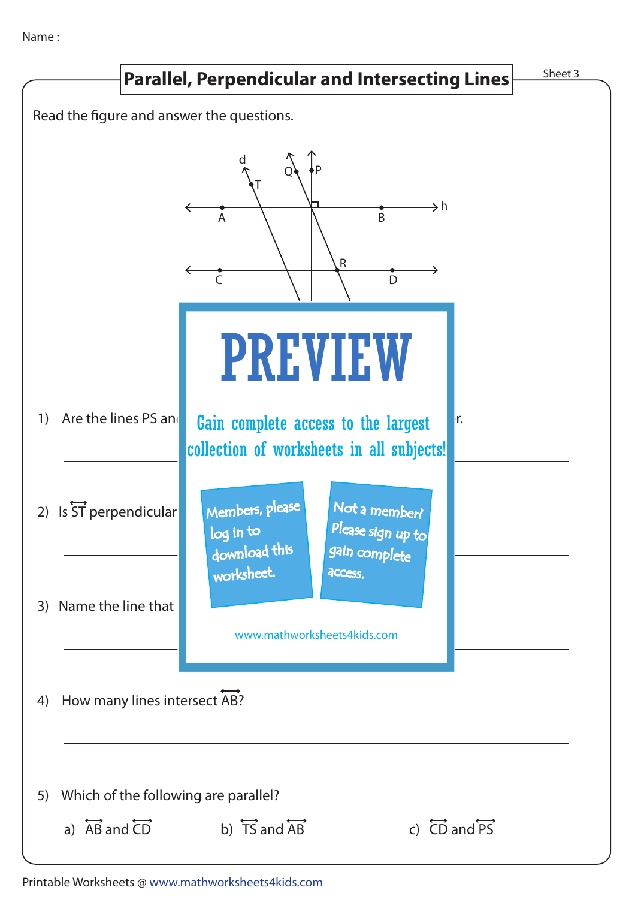Name : ____________________

# Parallel, Perpendicular and Intersecting Lines

Sheet 3

Read the figure and answer the questions.

1) Are the lines PS an

r.

---

2) Is $\overleftrightarrow{ST}$ perpendicular

---

3) Name the line that

---

# PREVIEW

Gain complete access to the largest collection of worksheets in all subjects!

Members, please log in to download this worksheet.

Not a member? Please sign up to gain complete access.

www.mathworksheets4kids.com

4) How many lines intersect $\overleftrightarrow{AB}$?

---

5) Which of the following are parallel?

a) $\overleftrightarrow{AB}$ and $\overleftrightarrow{CD}$  b) $\overleftrightarrow{TS}$ and $\overleftrightarrow{AB}$  c) $\overleftrightarrow{CD}$ and $\overleftrightarrow{PS}$

Printable Worksheets @ www.mathworksheets4kids.com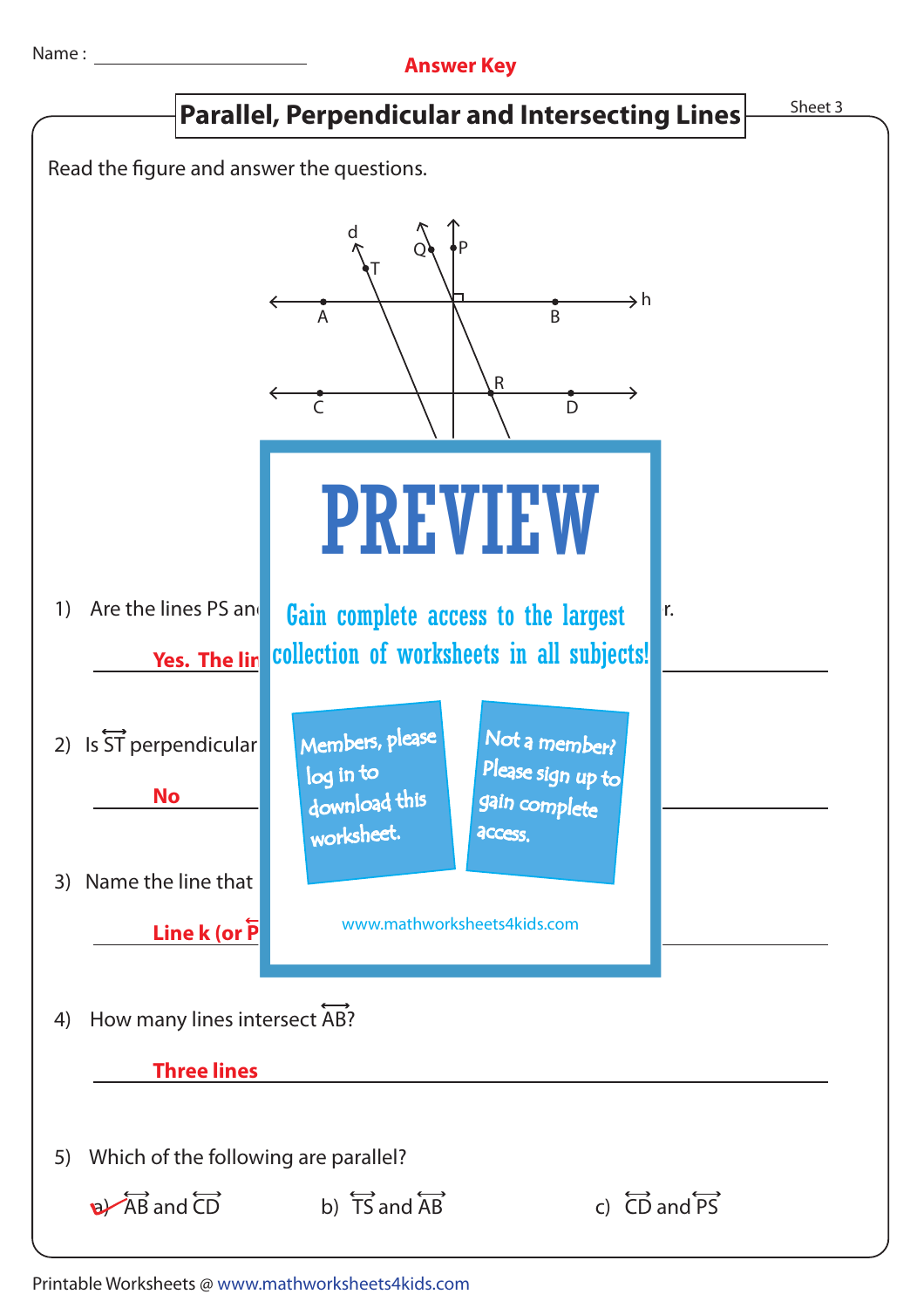Name : ____________________

**Answer Key**

# Parallel, Perpendicular and Intersecting Lines

Sheet 3

Read the figure and answer the questions.

d
T
Q
P
h
A
B
R
C
D

PREVIEW

Gain complete access to the largest collection of worksheets in all subjects!

Members, please log in to download this worksheet.

Not a member? Please sign up to gain complete access.

www.mathworksheets4kids.com

1) Are the lines PS an ... r.

**Yes. The lir**

2) Is $\overleftrightarrow{ST}$ perpendicular

**No**

3) Name the line that

**Line k (or P**

4) How many lines intersect $\overleftrightarrow{AB}$?

**Three lines**

5) Which of the following are parallel?

~~a)~~ $\overleftrightarrow{AB}$ and $\overleftrightarrow{CD}$ b) $\overleftrightarrow{TS}$ and $\overleftrightarrow{AB}$ c) $\overleftrightarrow{CD}$ and $\overleftrightarrow{PS}$

Printable Worksheets @ www.mathworksheets4kids.com